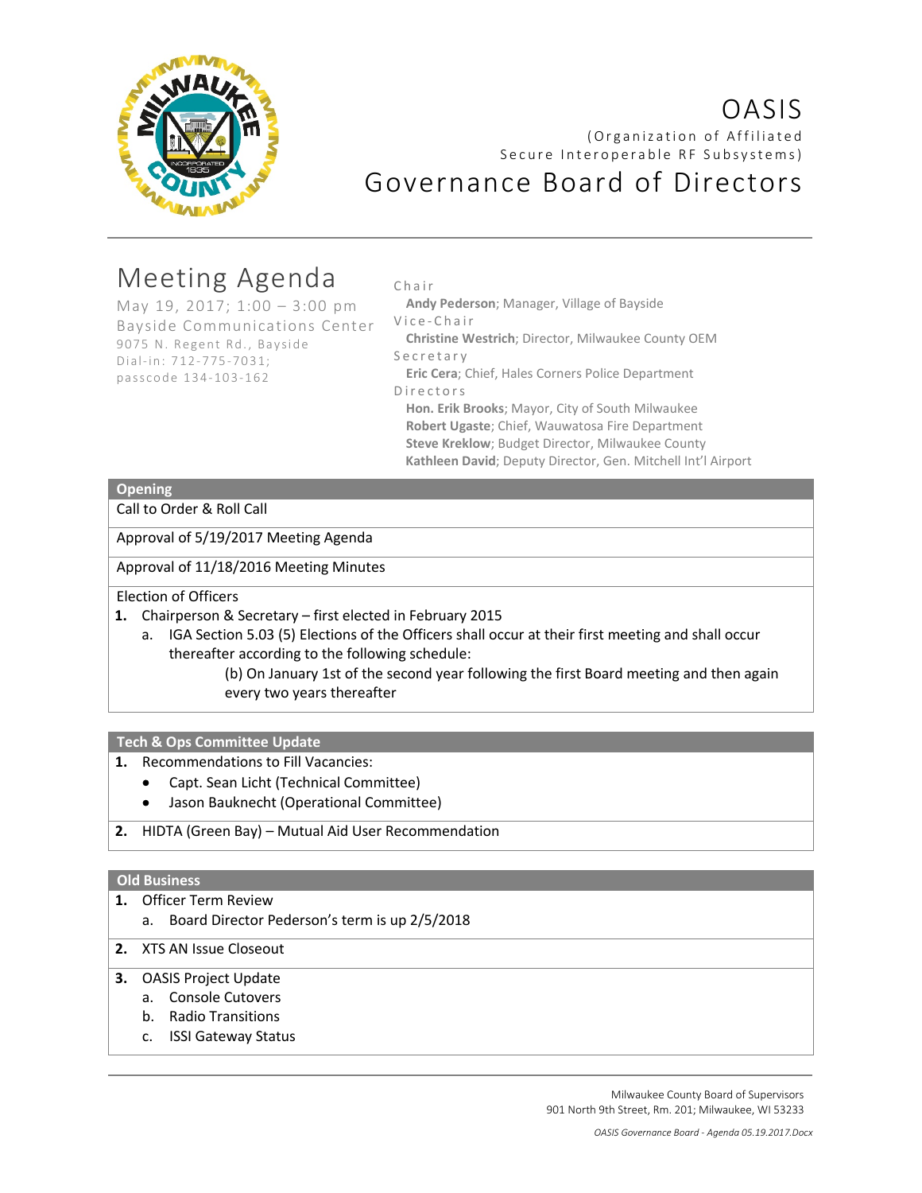# OASIS

(Organization of Affiliated Secure Interoperable RF Subsystems)

## Governance Board of Directors

## Meeting Agenda

May 19, 2017; 1:00 – 3:00 pm
Bayside Communications Center
9075 N. Regent Rd., Bayside
Dial-in: 712-775-7031;
passcode 134-103-162

Chair
**Andy Pederson**; Manager, Village of Bayside

Vice-Chair
**Christine Westrich**; Director, Milwaukee County OEM

Secretary
**Eric Cera**; Chief, Hales Corners Police Department

Directors
**Hon. Erik Brooks**; Mayor, City of South Milwaukee
**Robert Ugaste**; Chief, Wauwatosa Fire Department
**Steve Kreklow**; Budget Director, Milwaukee County
**Kathleen David**; Deputy Director, Gen. Mitchell Int'l Airport

### Opening

Call to Order & Roll Call

Approval of 5/19/2017 Meeting Agenda

Approval of 11/18/2016 Meeting Minutes

Election of Officers

1. Chairperson & Secretary – first elected in February 2015
   a. IGA Section 5.03 (5) Elections of the Officers shall occur at their first meeting and shall occur thereafter according to the following schedule:
      (b) On January 1st of the second year following the first Board meeting and then again every two years thereafter

### Tech & Ops Committee Update

1. Recommendations to Fill Vacancies:
   - Capt. Sean Licht (Technical Committee)
   - Jason Bauknecht (Operational Committee)
2. HIDTA (Green Bay) – Mutual Aid User Recommendation

### Old Business

1. Officer Term Review
   a. Board Director Pederson's term is up 2/5/2018
2. XTS AN Issue Closeout
3. OASIS Project Update
   a. Console Cutovers
   b. Radio Transitions
   c. ISSI Gateway Status

Milwaukee County Board of Supervisors
901 North 9th Street, Rm. 201; Milwaukee, WI 53233

*OASIS Governance Board - Agenda 05.19.2017.Docx*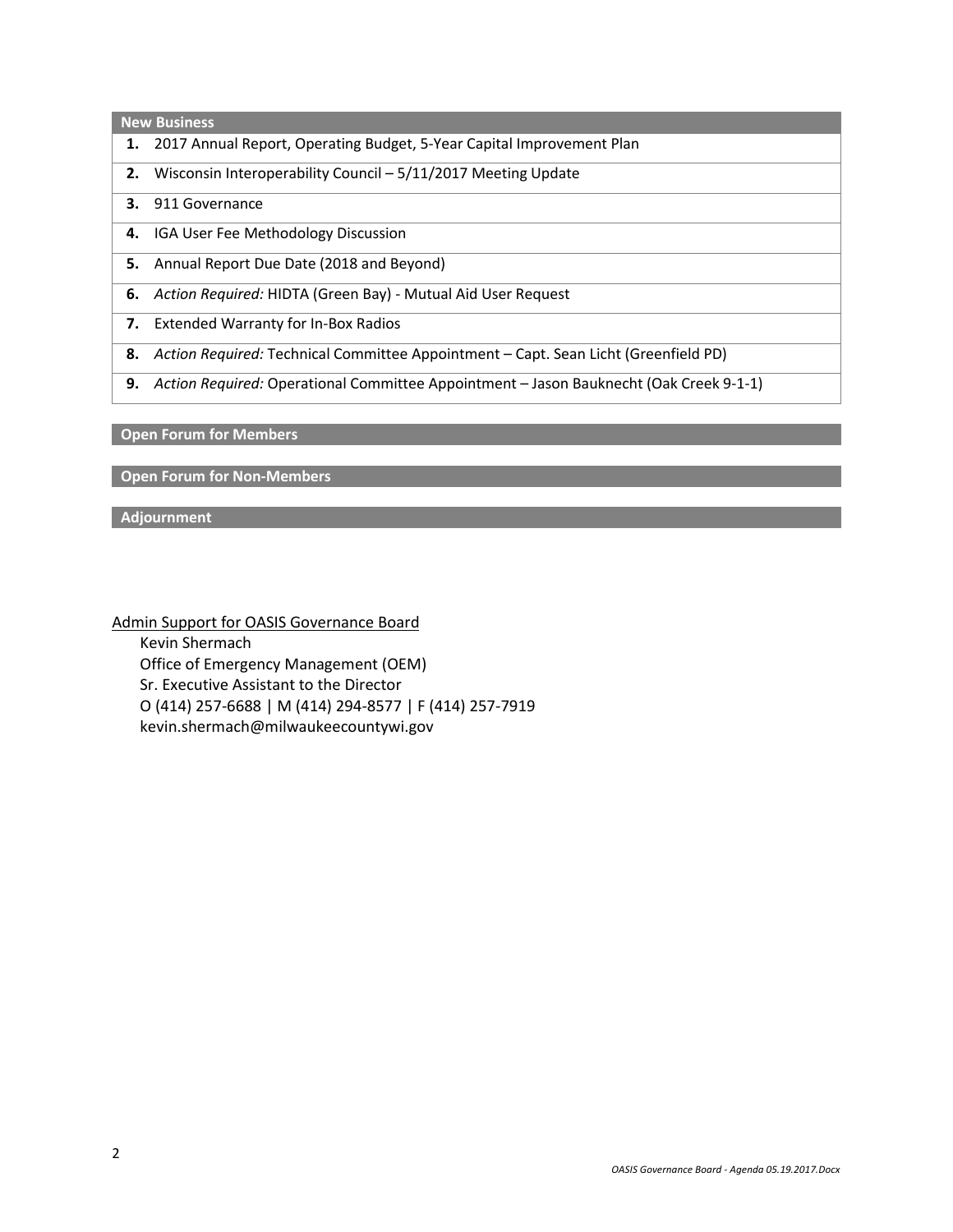## New Business

1. 2017 Annual Report, Operating Budget, 5-Year Capital Improvement Plan
2. Wisconsin Interoperability Council – 5/11/2017 Meeting Update
3. 911 Governance
4. IGA User Fee Methodology Discussion
5. Annual Report Due Date (2018 and Beyond)
6. *Action Required:* HIDTA (Green Bay) - Mutual Aid User Request
7. Extended Warranty for In-Box Radios
8. *Action Required:* Technical Committee Appointment – Capt. Sean Licht (Greenfield PD)
9. *Action Required:* Operational Committee Appointment – Jason Bauknecht (Oak Creek 9-1-1)

## Open Forum for Members

## Open Forum for Non-Members

## Adjournment

Admin Support for OASIS Governance Board

Kevin Shermach
Office of Emergency Management (OEM)
Sr. Executive Assistant to the Director
O (414) 257-6688 | M (414) 294-8577 | F (414) 257-7919
kevin.shermach@milwaukeecountywi.gov